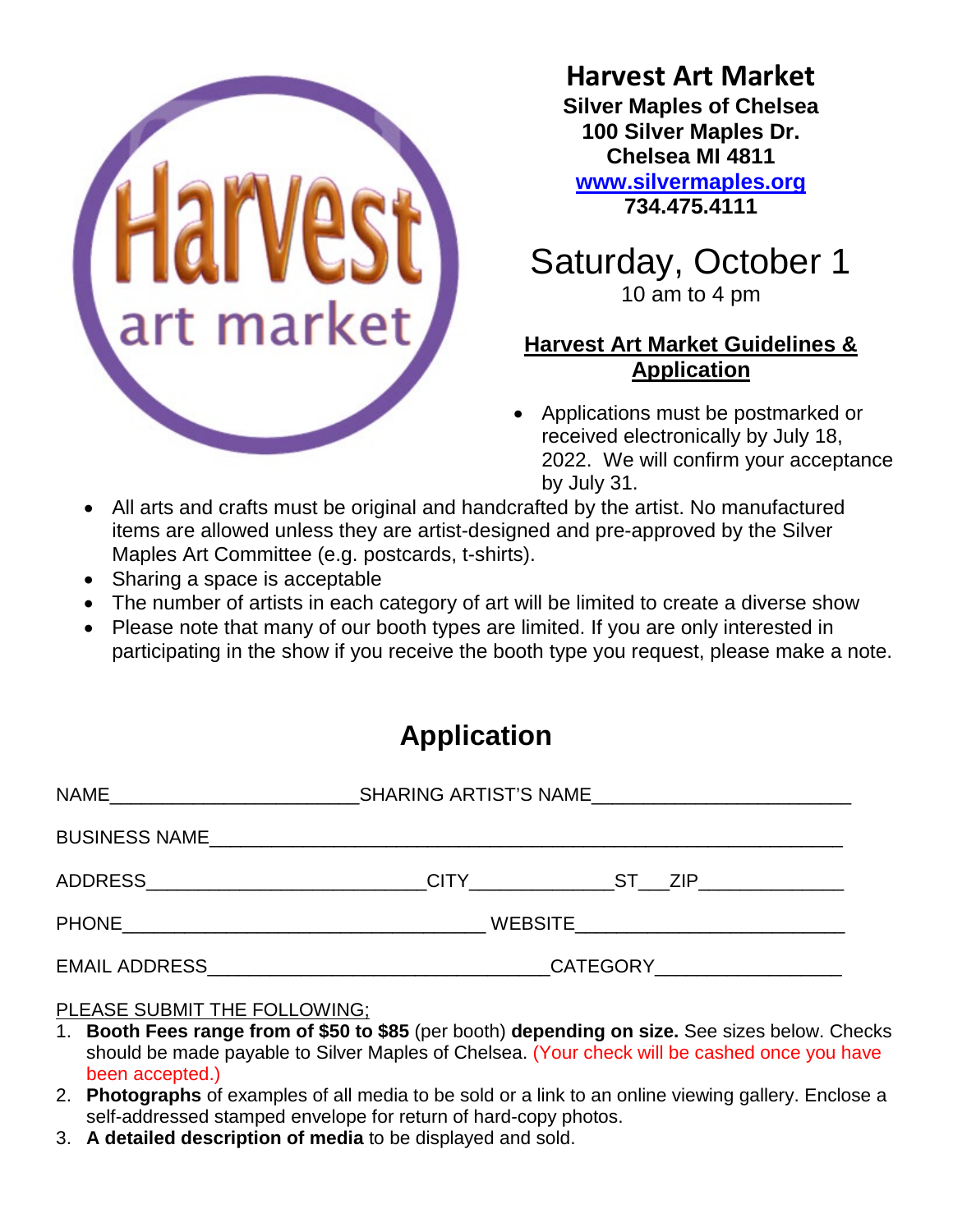Harvest art market

# Harvest Art Market

**Silver Maples of Chelsea**
**100 Silver Maples Dr.**
**Chelsea MI 4811**
**www.silvermaples.org**
**734.475.4111**

## Saturday, October 1

10 am to 4 pm

## Harvest Art Market Guidelines & Application

- Applications must be postmarked or received electronically by July 18, 2022. We will confirm your acceptance by July 31.
- All arts and crafts must be original and handcrafted by the artist. No manufactured items are allowed unless they are artist-designed and pre-approved by the Silver Maples Art Committee (e.g. postcards, t-shirts).
- Sharing a space is acceptable
- The number of artists in each category of art will be limited to create a diverse show
- Please note that many of our booth types are limited. If you are only interested in participating in the show if you receive the booth type you request, please make a note.

## Application

NAME_______________________SHARING ARTIST'S NAME________________________

BUSINESS NAME___________________________________________________________

ADDRESS__________________________CITY_____________ST___ZIP_____________

PHONE__________________________________ WEBSITE_________________________

EMAIL ADDRESS________________________________CATEGORY_________________

PLEASE SUBMIT THE FOLLOWING;

1. **Booth Fees range from of $50 to $85** (per booth) **depending on size.** See sizes below. Checks should be made payable to Silver Maples of Chelsea. (Your check will be cashed once you have been accepted.)
2. **Photographs** of examples of all media to be sold or a link to an online viewing gallery. Enclose a self-addressed stamped envelope for return of hard-copy photos.
3. **A detailed description of media** to be displayed and sold.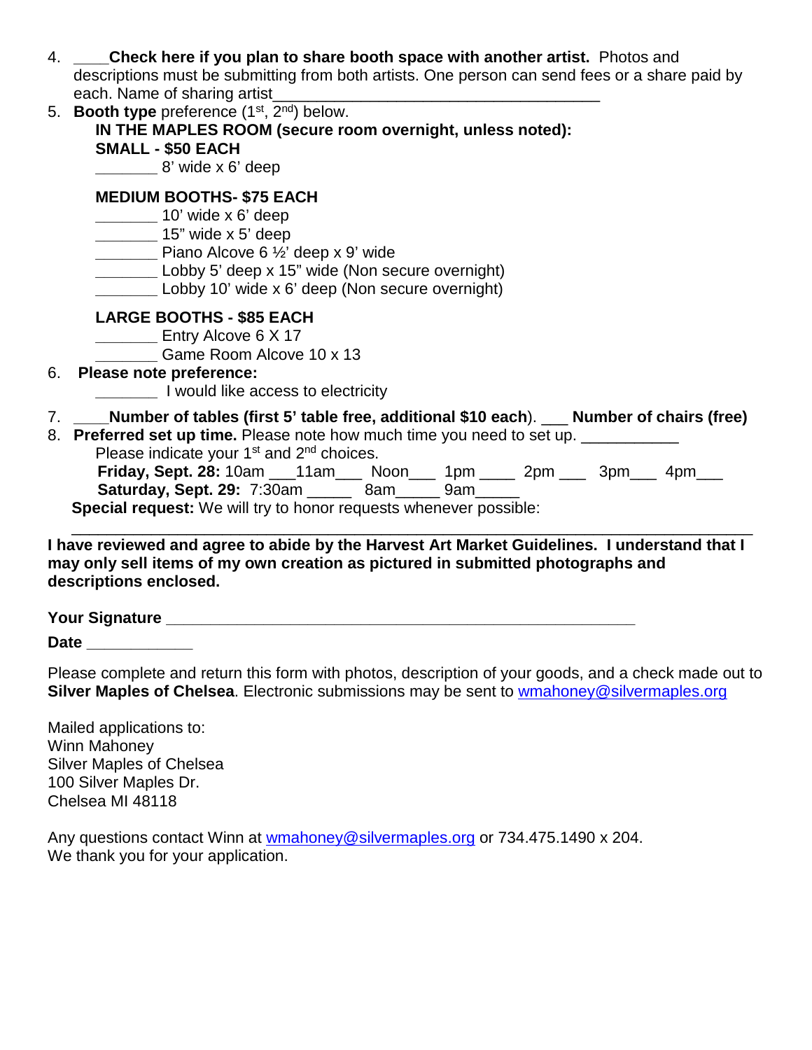4. ____**Check here if you plan to share booth space with another artist.** Photos and descriptions must be submitting from both artists. One person can send fees or a share paid by each. Name of sharing artist_____________________________________

5. **Booth type** preference (1st, 2nd) below.

   **IN THE MAPLES ROOM (secure room overnight, unless noted):**

   **SMALL - $50 EACH**

   _______ 8' wide x 6' deep

   **MEDIUM BOOTHS- $75 EACH**

   _______ 10' wide x 6' deep
   _______ 15" wide x 5' deep
   _______ Piano Alcove 6 ½' deep x 9' wide
   _______ Lobby 5' deep x 15" wide (Non secure overnight)
   _______ Lobby 10' wide x 6' deep (Non secure overnight)

   **LARGE BOOTHS - $85 EACH**

   _______ Entry Alcove 6 X 17
   _______ Game Room Alcove 10 x 13

6. **Please note preference:**

   _______ I would like access to electricity

7. ____**Number of tables (first 5' table free, additional $10 each**). ___ **Number of chairs (free)**

8. **Preferred set up time.** Please note how much time you need to set up. ___________

   Please indicate your 1st and 2nd choices.

   **Friday, Sept. 28:** 10am ___11am___ Noon___ 1pm ____ 2pm ___ 3pm___ 4pm___

   **Saturday, Sept. 29:** 7:30am _____ 8am_____ 9am_____

   **Special request:** We will try to honor requests whenever possible:

   ______________________________________________________________________

**I have reviewed and agree to abide by the Harvest Art Market Guidelines. I understand that I may only sell items of my own creation as pictured in submitted photographs and descriptions enclosed.**

**Your Signature** _____________________________________________________

**Date** ____________

Please complete and return this form with photos, description of your goods, and a check made out to **Silver Maples of Chelsea**. Electronic submissions may be sent to wmahoney@silvermaples.org

Mailed applications to:
Winn Mahoney
Silver Maples of Chelsea
100 Silver Maples Dr.
Chelsea MI 48118

Any questions contact Winn at wmahoney@silvermaples.org or 734.475.1490 x 204.
We thank you for your application.